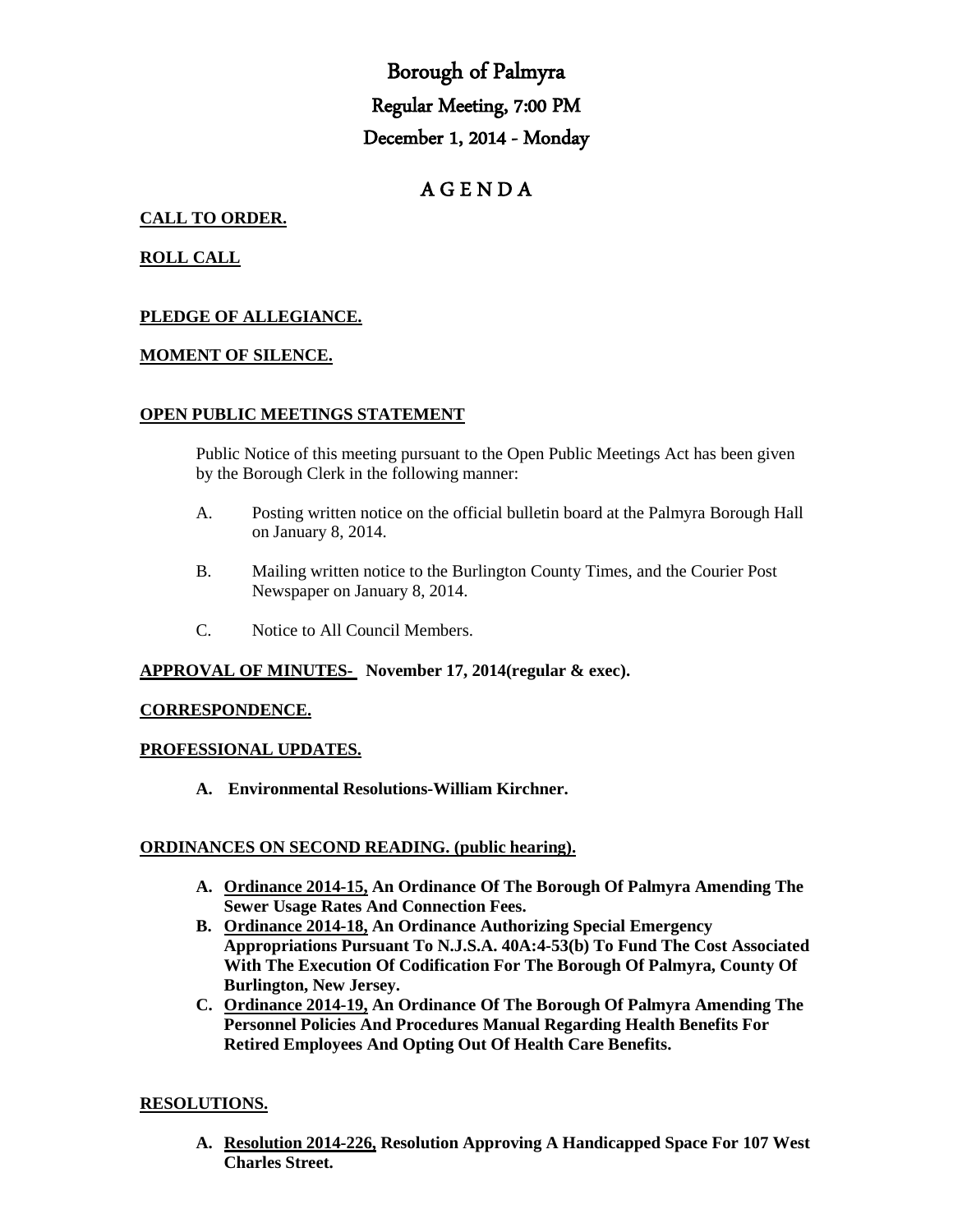# Borough of Palmyra

## Regular Meeting, 7:00 PM

## December 1, 2014 - Monday

# A G E N D A

**CALL TO ORDER.**

**ROLL CALL**

**PLEDGE OF ALLEGIANCE.**

**MOMENT OF SILENCE.**

**OPEN PUBLIC MEETINGS STATEMENT**

Public Notice of this meeting pursuant to the Open Public Meetings Act has been given by the Borough Clerk in the following manner:

A. Posting written notice on the official bulletin board at the Palmyra Borough Hall on January 8, 2014.

B. Mailing written notice to the Burlington County Times, and the Courier Post Newspaper on January 8, 2014.

C. Notice to All Council Members.

**APPROVAL OF MINUTES- November 17, 2014(regular & exec).**

**CORRESPONDENCE.**

**PROFESSIONAL UPDATES.**

**A. Environmental Resolutions-William Kirchner.**

**ORDINANCES ON SECOND READING. (public hearing).**

**A. Ordinance 2014-15, An Ordinance Of The Borough Of Palmyra Amending The Sewer Usage Rates And Connection Fees.**

**B. Ordinance 2014-18, An Ordinance Authorizing Special Emergency Appropriations Pursuant To N.J.S.A. 40A:4-53(b) To Fund The Cost Associated With The Execution Of Codification For The Borough Of Palmyra, County Of Burlington, New Jersey.**

**C. Ordinance 2014-19, An Ordinance Of The Borough Of Palmyra Amending The Personnel Policies And Procedures Manual Regarding Health Benefits For Retired Employees And Opting Out Of Health Care Benefits.**

**RESOLUTIONS.**

**A. Resolution 2014-226, Resolution Approving A Handicapped Space For 107 West Charles Street.**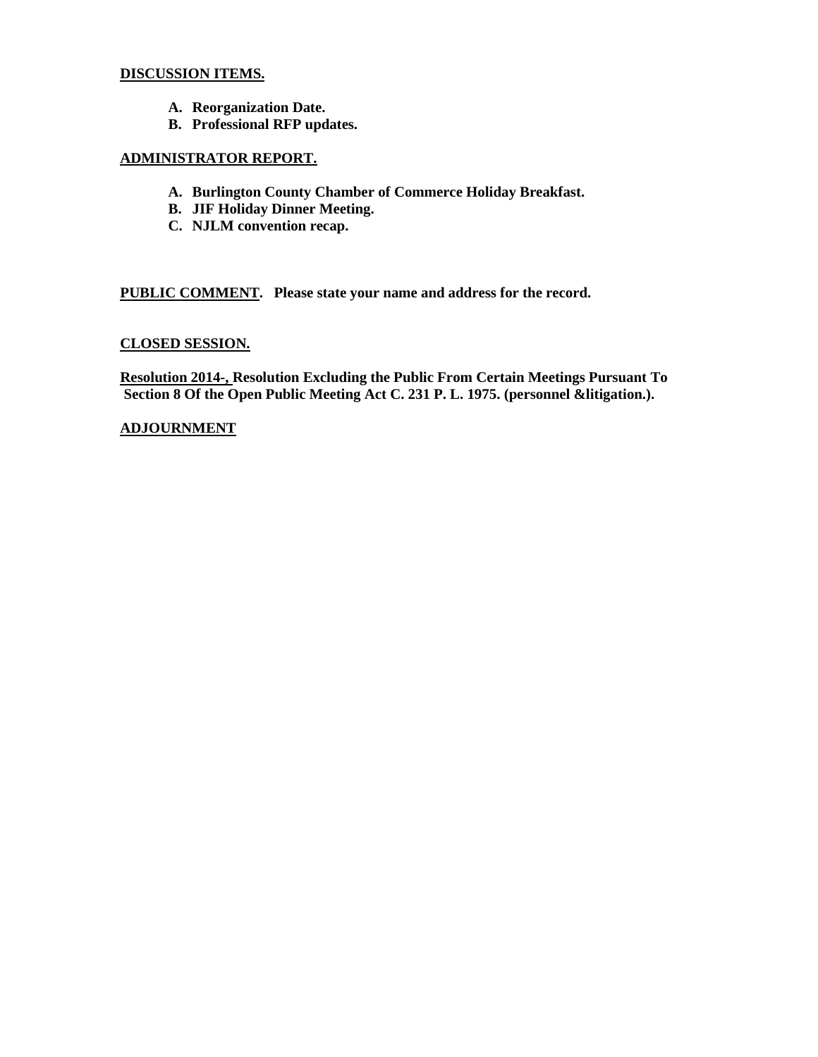**DISCUSSION ITEMS.**

A. **Reorganization Date.**
B. **Professional RFP updates.**

**ADMINISTRATOR REPORT.**

A. **Burlington County Chamber of Commerce Holiday Breakfast.**
B. **JIF Holiday Dinner Meeting.**
C. **NJLM convention recap.**

**PUBLIC COMMENT. Please state your name and address for the record.**

**CLOSED SESSION.**

**Resolution 2014-, Resolution Excluding the Public From Certain Meetings Pursuant To Section 8 Of the Open Public Meeting Act C. 231 P. L. 1975. (personnel &litigation.).**

**ADJOURNMENT**